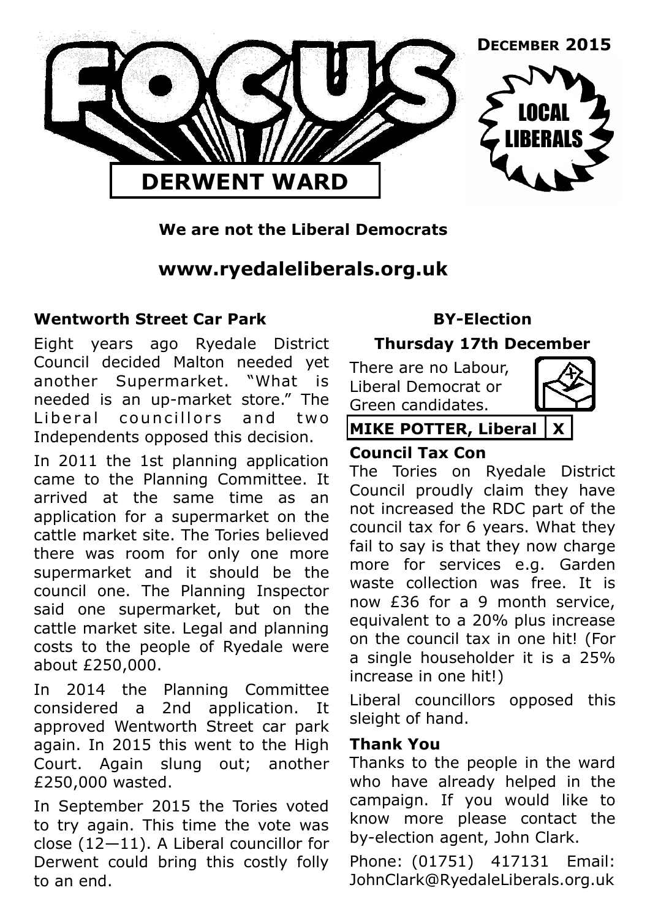# FOCUS

**DECEMBER 2015**

LOCAL LIBERALS

## DERWENT WARD

**We are not the Liberal Democrats**

**www.ryedaleliberals.org.uk**

### Wentworth Street Car Park

Eight years ago Ryedale District Council decided Malton needed yet another Supermarket. "What is needed is an up-market store." The Liberal councillors and two Independents opposed this decision.

In 2011 the 1st planning application came to the Planning Committee. It arrived at the same time as an application for a supermarket on the cattle market site. The Tories believed there was room for only one more supermarket and it should be the council one. The Planning Inspector said one supermarket, but on the cattle market site. Legal and planning costs to the people of Ryedale were about £250,000.

In 2014 the Planning Committee considered a 2nd application. It approved Wentworth Street car park again. In 2015 this went to the High Court. Again slung out; another £250,000 wasted.

In September 2015 the Tories voted to try again. This time the vote was close (12—11). A Liberal councillor for Derwent could bring this costly folly to an end.

### BY-Election

### Thursday 17th December

There are no Labour, Liberal Democrat or Green candidates.

| **MIKE POTTER, Liberal** | **X** |
|---|---|

### Council Tax Con

The Tories on Ryedale District Council proudly claim they have not increased the RDC part of the council tax for 6 years. What they fail to say is that they now charge more for services e.g. Garden waste collection was free. It is now £36 for a 9 month service, equivalent to a 20% plus increase on the council tax in one hit! (For a single householder it is a 25% increase in one hit!)

Liberal councillors opposed this sleight of hand.

### Thank You

Thanks to the people in the ward who have already helped in the campaign. If you would like to know more please contact the by-election agent, John Clark.

Phone: (01751) 417131 Email: JohnClark@RyedaleLiberals.org.uk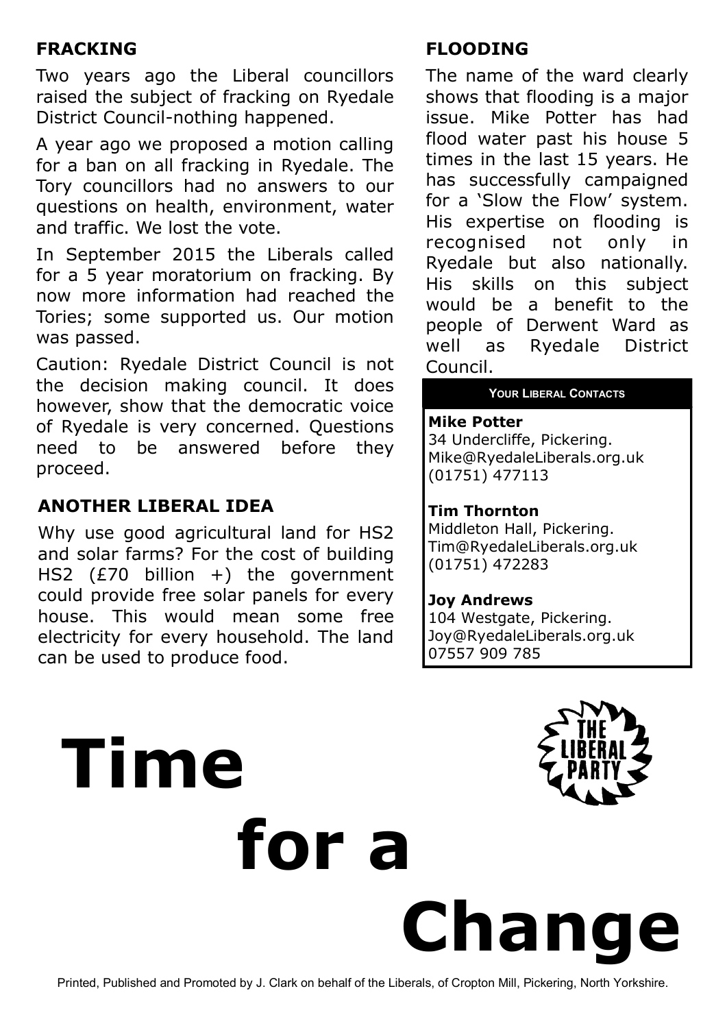## FRACKING

Two years ago the Liberal councillors raised the subject of fracking on Ryedale District Council-nothing happened.

A year ago we proposed a motion calling for a ban on all fracking in Ryedale. The Tory councillors had no answers to our questions on health, environment, water and traffic. We lost the vote.

In September 2015 the Liberals called for a 5 year moratorium on fracking. By now more information had reached the Tories; some supported us. Our motion was passed.

Caution: Ryedale District Council is not the decision making council. It does however, show that the democratic voice of Ryedale is very concerned. Questions need to be answered before they proceed.

## ANOTHER LIBERAL IDEA

Why use good agricultural land for HS2 and solar farms? For the cost of building HS2 (£70 billion +) the government could provide free solar panels for every house. This would mean some free electricity for every household. The land can be used to produce food.

## FLOODING

The name of the ward clearly shows that flooding is a major issue. Mike Potter has had flood water past his house 5 times in the last 15 years. He has successfully campaigned for a 'Slow the Flow' system. His expertise on flooding is recognised not only in Ryedale but also nationally. His skills on this subject would be a benefit to the people of Derwent Ward as well as Ryedale District Council.

### YOUR LIBERAL CONTACTS

**Mike Potter**
34 Undercliffe, Pickering.
Mike@RyedaleLiberals.org.uk
(01751) 477113

**Tim Thornton**
Middleton Hall, Pickering.
Tim@RyedaleLiberals.org.uk
(01751) 472283

**Joy Andrews**
104 Westgate, Pickering.
Joy@RyedaleLiberals.org.uk
07557 909 785

THE LIBERAL PARTY

# Time for a Change

Printed, Published and Promoted by J. Clark on behalf of the Liberals, of Cropton Mill, Pickering, North Yorkshire.